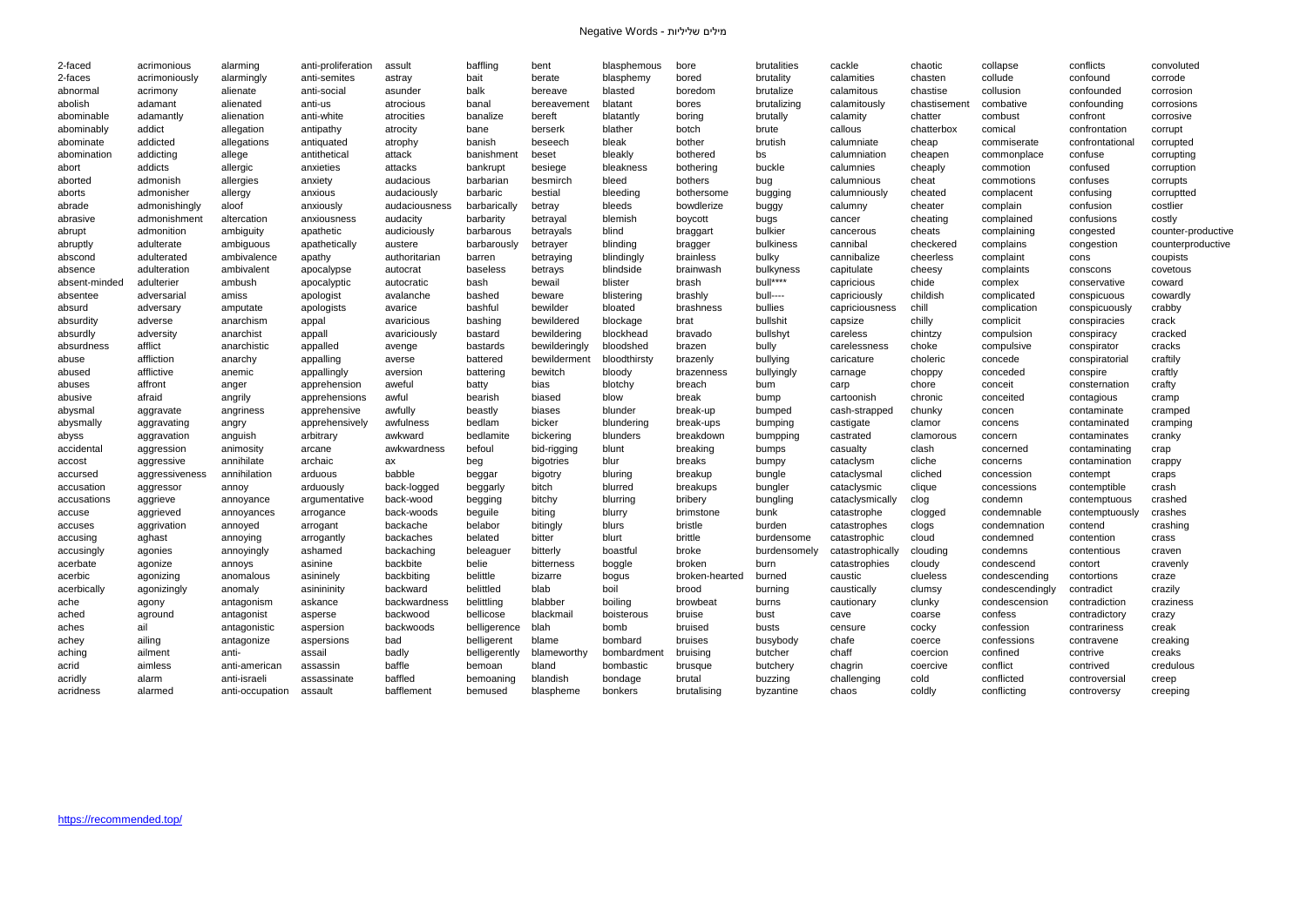# Negative Words - מילים שליליות

| 2-faced | acrimonious | alarming | anti-proliferation | assult | baffling | bent | blasphemous | bore | brutalities | cackle | chaotic | collapse | conflicts | convoluted |
|---|---|---|---|---|---|---|---|---|---|---|---|---|---|---|
| 2-faces | acrimoniously | alarmingly | anti-semites | astray | bait | berate | blasphemy | bored | brutality | calamities | chasten | collude | confound | corrode |
| abnormal | acrimony | alienate | anti-social | asunder | balk | bereave | blasted | boredom | brutalize | calamitous | chastise | collusion | confounded | corrosion |
| abolish | adamant | alienated | anti-us | atrocious | banal | bereavement | blatant | bores | brutalizing | calamitously | chastisement | combative | confounding | corrosions |
| abominable | adamantly | alienation | anti-white | atrocities | banalize | bereft | blatantly | boring | brutally | calamity | chatter | combust | confront | corrosive |
| abominably | addict | allegation | antipathy | atrocity | bane | berserk | blather | botch | brute | callous | chatterbox | comical | confrontation | corrupt |
| abominate | addicted | allegations | antiquated | atrophy | banish | beseech | bleak | bother | brutish | calumniate | cheap | commiserate | confrontational | corrupted |
| abomination | addicting | allege | antithetical | attack | banishment | beset | bleakly | bothered | bs | calumniation | cheapen | commonplace | confuse | corrupting |
| abort | addicts | allergic | anxieties | attacks | bankrupt | besiege | bleakness | bothering | buckle | calumnies | cheaply | commotion | confused | corruption |
| aborted | admonish | allergies | anxiety | audacious | barbarian | besmirch | bleed | bothers | bug | calumnious | cheat | commotions | confuses | corrupts |
| aborts | admonisher | allergy | anxious | audaciously | barbaric | bestial | bleeding | bothersome | bugging | calumniously | cheated | complacent | confusing | corruptted |
| abrade | admonishingly | aloof | anxiously | audaciousness | barbarically | betray | bleeds | bowdlerize | buggy | calumny | cheater | complain | confusion | costlier |
| abrasive | admonishment | altercation | anxiousness | audacity | barbarity | betrayal | blemish | boycott | bugs | cancer | cheating | complained | confusions | costly |
| abrupt | admonition | ambiguity | apathetic | audiciously | barbarous | betrayals | blind | braggart | bulkier | cancerous | cheats | complaining | congested | counter-productive |
| abruptly | adulterate | ambiguous | apathetically | austere | barbarously | betrayer | blinding | bragger | bulkiness | cannibal | checkered | complains | congestion | counterproductive |
| abscond | adulterated | ambivalence | apathy | authoritarian | barren | betraying | blindingly | brainless | bulky | cannibalize | cheerless | complaint | cons | coupists |
| absence | adulteration | ambivalent | apocalypse | autocrat | baseless | betrays | blindside | brainwash | bulkyness | capitulate | cheesy | complaints | conscons | covetous |
| absent-minded | adulterier | ambush | apocalyptic | autocratic | bash | bewail | blister | brash | bull**** | capricious | chide | complex | conservative | coward |
| absentee | adversarial | amiss | apologist | avalanche | bashed | beware | blistering | brashly | bull---- | capriciously | childish | complicated | conspicuous | cowardly |
| absurd | adversary | amputate | apologists | avarice | bashful | bewilder | bloated | brashness | bullies | capriciousness | chill | complication | conspicuously | crabby |
| absurdity | adverse | anarchism | appal | avaricious | bashing | bewildered | blockage | brat | bullshit | capsize | chilly | complicit | conspiracies | crack |
| absurdly | adversity | anarchist | appall | avariciously | bastard | bewildering | blockhead | bravado | bullshyt | careless | chintzy | compulsion | conspiracy | cracked |
| absurdness | afflict | anarchistic | appalled | avenge | bastards | bewilderingly | bloodshed | brazen | bully | carelessness | choke | compulsive | conspirator | cracks |
| abuse | affliction | anarchy | appalling | averse | battered | bewilderment | bloodthirsty | brazenly | bullying | caricature | choleric | concede | conspiratorial | craftily |
| abused | afflictive | anemic | appallingly | aversion | battering | bewitch | bloody | brazenness | bullyingly | carnage | choppy | conceded | conspire | craftly |
| abuses | affront | anger | apprehension | aweful | batty | bias | blotchy | breach | bum | carp | chore | conceit | consternation | crafty |
| abusive | afraid | angrily | apprehensions | awful | bearish | biased | blow | break | bump | cartoonish | chronic | conceited | contagious | cramp |
| abysmal | aggravate | angriness | apprehensive | awfully | beastly | biases | blunder | break-up | bumped | cash-strapped | chunky | concen | contaminate | cramped |
| abysmally | aggravating | angry | apprehensively | awfulness | bedlam | bicker | blundering | break-ups | bumping | castigate | clamor | concens | contaminated | cramping |
| abyss | aggravation | anguish | arbitrary | awkward | bedlamite | bickering | blunders | breakdown | bumpping | castrated | clamorous | concern | contaminates | cranky |
| accidental | aggression | animosity | arcane | awkwardness | befoul | bid-rigging | blunt | breaking | bumps | casualty | clash | concerned | contaminating | crap |
| accost | aggressive | annihilate | archaic | ax | beg | bigotries | blur | breaks | bumpy | cataclysm | cliche | concerns | contamination | crappy |
| accursed | aggressiveness | annihilation | arduous | babble | beggar | bigotry | bluring | breakup | bungle | cataclysmal | cliched | concession | contempt | craps |
| accusation | aggressor | annoy | arduously | back-logged | beggarly | bitch | blurred | breakups | bungler | cataclysmic | clique | concessions | contemptible | crash |
| accusations | aggrieve | annoyance | argumentative | back-wood | begging | bitchy | blurring | bribery | bungling | cataclysmically | clog | condemn | contemptuous | crashed |
| accuse | aggrieved | annoyances | arrogance | back-woods | beguile | biting | blurry | brimstone | bunk | catastrophe | clogged | condemnable | contemptuously | crashes |
| accuses | aggrivation | annoyed | arrogant | backache | belabor | bitingly | blurs | bristle | burden | catastrophes | clogs | condemnation | contend | crashing |
| accusing | aghast | annoying | arrogantly | backaches | belated | bitter | blurt | brittle | burdensome | catastrophic | cloud | condemned | contention | crass |
| accusingly | agonies | annoyingly | ashamed | backaching | beleaguer | bitterly | boastful | broke | burdensomely | catastrophically | clouding | condemns | contentious | craven |
| acerbate | agonize | annoys | asinine | backbite | belie | bitterness | boggle | broken | burn | catastrophies | cloudy | condescend | contort | cravenly |
| acerbic | agonizing | anomalous | asininely | backbiting | belittle | bizarre | bogus | broken-hearted | burned | caustic | clueless | condescending | contortions | craze |
| acerbically | agonizingly | anomaly | asinininity | backward | belittled | blab | boil | brood | burning | caustically | clumsy | condescendingly | contradict | crazily |
| ache | agony | antagonism | askance | backwardness | belittling | blabber | boiling | browbeat | burns | cautionary | clunky | condescension | contradiction | craziness |
| ached | aground | antagonist | asperse | backwood | bellicose | blackmail | boisterous | bruise | bust | cave | coarse | confess | contradictory | crazy |
| aches | ail | antagonistic | aspersion | backwoods | belligerence | blah | bomb | bruised | busts | censure | cocky | confession | contrariness | creak |
| achey | ailing | antagonize | aspersions | bad | belligerent | blame | bombard | bruises | busybody | chafe | coerce | confessions | contravene | creaking |
| aching | ailment | anti- | assail | badly | belligerently | blameworthy | bombardment | bruising | butcher | chaff | coercion | confined | contrive | creaks |
| acrid | aimless | anti-american | assassin | baffle | bemoan | bland | bombastic | brusque | butchery | chagrin | coercive | conflict | contrived | credulous |
| acridly | alarm | anti-israeli | assassinate | baffled | bemoaning | blandish | bondage | brutal | buzzing | challenging | cold | conflicted | controversial | creep |
| acridness | alarmed | anti-occupation | assault | bafflement | bemused | blaspheme | bonkers | brutalising | byzantine | chaos | coldly | conflicting | controversy | creeping |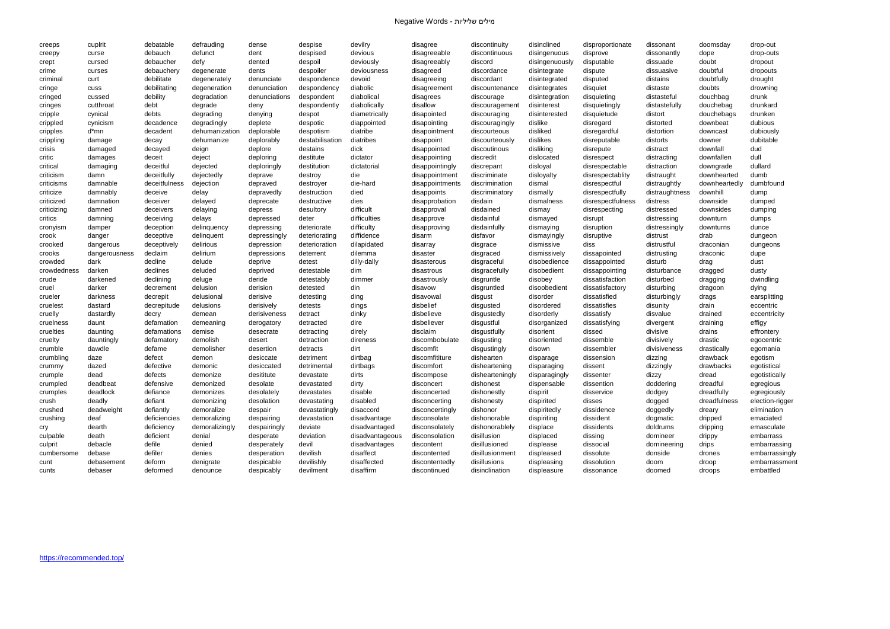| creeps | cuplrit | debatable | defrauding | dense | despise | devilry | disagree | discontinuity | disinclined | disproportionate | dissonant | doomsday | drop-out |
|---|---|---|---|---|---|---|---|---|---|---|---|---|---|
| creepy | curse | debauch | defunct | dent | despised | devious | disagreeable | discontinuous | disingenuous | disprove | dissonantly | dope | drop-outs |
| crept | cursed | debaucher | defy | dented | despoil | deviously | disagreeably | discord | disingenuously | disputable | dissuade | doubt | dropout |
| crime | curses | debauchery | degenerate | dents | despoiler | deviousness | disagreed | discordance | disintegrate | dispute | dissuasive | doubtful | dropouts |
| criminal | curt | debilitate | degenerately | denunciate | despondence | devoid | disagreeing | discordant | disintegrated | disputed | distains | doubtfully | drought |
| cringe | cuss | debilitating | degeneration | denunciation | despondency | diabolic | disagreement | discountenance | disintegrates | disquiet | distaste | doubts | drowning |
| cringed | cussed | debility | degradation | denunciations | despondent | diabolical | disagrees | discourage | disintegration | disquieting | distasteful | douchbag | drunk |
| cringes | cutthroat | debt | degrade | deny | despondently | diabolically | disallow | discouragement | disinterest | disquietingly | distastefully | douchebag | drunkard |
| cripple | cynical | debts | degrading | denying | despot | diametrically | disapointed | discouraging | disinterested | disquietude | distort | douchebags | drunken |
| crippled | cynicism | decadence | degradingly | deplete | despotic | diappointed | disapointing | discouragingly | dislike | disregard | distorted | downbeat | dubious |
| cripples | d*mn | decadent | dehumanization | deplorable | despotism | diatribe | disapointment | discourteous | disliked | disregardful | distortion | downcast | dubiously |
| crippling | damage | decay | dehumanize | deplorably | destabilisation | diatribes | disappoint | discourteously | dislikes | disreputable | distorts | downer | dubitable |
| crisis | damaged | decayed | deign | deplore | destains | dick | disappointed | discoutinous | disliking | disrepute | distract | downfall | dud |
| critic | damages | deceit | deject | deploring | destitute | dictator | disappointing | discredit | dislocated | disrespect | distracting | downfallen | dull |
| critical | damaging | deceitful | dejected | deploringly | destitution | dictatorial | disappointingly | discrepant | disloyal | disrespectable | distraction | downgrade | dullard |
| criticism | damn | deceitfully | dejectedly | deprave | destroy | die | disappointment | discriminate | disloyalty | disrespectablity | distraught | downhearted | dumb |
| criticisms | damnable | deceitfulness | dejection | depraved | destroyer | die-hard | disappointments | discrimination | dismal | disrespectful | distraughtly | downheartedly | dumbfound |
| criticize | damnably | deceive | delay | depravedly | destruction | died | disappoints | discriminatory | dismally | disrespectfully | distraughtness | downhill | dump |
| criticized | damnation | deceiver | delayed | deprecate | destructive | dies | disapprobation | disdain | dismalness | disrespectfulness | distress | downside | dumped |
| criticizing | damned | deceivers | delaying | depress | desultory | difficult | disapproval | disdained | dismay | disrespecting | distressed | downsides | dumping |
| critics | damning | deceiving | delays | depressed | deter | difficulties | disapprove | disdainful | dismayed | disrupt | distressing | downturn | dumps |
| cronyism | damper | deception | delinquency | depressing | deteriorate | difficulty | disapproving | disdainfully | dismaying | disruption | distressingly | downturns | dunce |
| crook | danger | deceptive | delinquent | depressingly | deteriorating | diffidence | disarm | disfavor | dismayingly | disruptive | distrust | drab | dungeon |
| crooked | dangerous | deceptively | delirious | depression | deterioration | dilapidated | disarray | disgrace | dismissive | diss | distrustful | draconian | dungeons |
| crooks | dangerousness | declaim | delirium | depressions | deterrent | dilemma | disaster | disgraced | dismissively | dissapointed | distrusting | draconic | dupe |
| crowded | dark | decline | delude | deprive | detest | dilly-dally | disasterous | disgraceful | disobedience | dissappointed | disturb | drag | dust |
| crowdedness | darken | declines | deluded | deprived | detestable | dim | disastrous | disgracefully | disobedient | dissappointing | disturbance | dragged | dusty |
| crude | darkened | declining | deluge | deride | detestably | dimmer | disastrously | disgruntle | disobey | dissatisfaction | disturbed | dragging | dwindling |
| cruel | darker | decrement | delusion | derision | detested | din | disavow | disgruntled | disoobedient | dissatisfactory | disturbing | dragoon | dying |
| crueler | darkness | decrepit | delusional | derisive | detesting | ding | disavowal | disgust | disorder | dissatisfied | disturbingly | drags | earsplitting |
| cruelest | dastard | decrepitude | delusions | derisively | detests | dings | disbelief | disgusted | disordered | dissatisfies | disunity | drain | eccentric |
| cruelly | dastardly | decry | demean | derisiveness | detract | dinky | disbelieve | disgustedly | disorderly | dissatisfy | disvalue | drained | eccentricity |
| cruelness | daunt | defamation | demeaning | derogatory | detracted | dire | disbeliever | disgustful | disorganized | dissatisfying | divergent | draining | effigy |
| cruelties | daunting | defamations | demise | desecrate | detracting | direly | disclaim | disgustfully | disorient | dissed | divisive | drains | effrontery |
| cruelty | dauntingly | defamatory | demolish | desert | detraction | direness | discombobulate | disgusting | disoriented | dissemble | divisively | drastic | egocentric |
| crumble | dawdle | defame | demolisher | desertion | detracts | dirt | discomfit | disgustingly | disown | dissembler | divisiveness | drastically | egomania |
| crumbling | daze | defect | demon | desiccate | detriment | dirtbag | discomfititure | dishearten | disparage | dissension | dizzing | drawback | egotism |
| crummy | dazed | defective | demonic | desiccated | detrimental | dirtbags | discomfort | disheartening | disparaging | dissent | dizzingly | drawbacks | egotistical |
| crumple | dead | defects | demonize | desititute | devastate | dirts | discompose | dishearteningly | disparagingly | dissenter | dizzy | dread | egotistically |
| crumpled | deadbeat | defensive | demonized | desolate | devastated | dirty | disconcert | dishonest | dispensable | dissention | doddering | dreadful | egregious |
| crumples | deadlock | defiance | demonizes | desolately | devastates | disable | disconcerted | dishonestly | dispirit | disservice | dodgey | dreadfully | egregiously |
| crush | deadly | defiant | demonizing | desolation | devastating | disabled | disconcerting | dishonesty | dispirited | disses | dogged | dreadfulness | election-rigger |
| crushed | deadweight | defiantly | demoralize | despair | devastatingly | disaccord | disconcertingly | dishonor | dispiritedly | dissidence | doggedly | dreary | elimination |
| crushing | deaf | deficiencies | demoralizing | despairing | devastation | disadvantage | disconsolate | dishonorable | dispiriting | dissident | dogmatic | dripped | emaciated |
| cry | dearth | deficiency | demoralizingly | despairingly | deviate | disadvantaged | disconsolately | dishonorablely | displace | dissidents | doldrums | dripping | emasculate |
| culpable | death | deficient | denial | desperate | deviation | disadvantageous | disconsolation | disillusion | displaced | dissing | domineer | drippy | embarrass |
| culprit | debacle | defile | denied | desperately | devil | disadvantages | discontent | disillusioned | displease | dissocial | domineering | drips | embarrassing |
| cumbersome | debase | defiler | denies | desperation | devilish | disaffect | discontented | disillusionment | displeased | dissolute | donside | drones | embarrassingly |
| cunt | debasement | deform | denigrate | despicable | devilishly | disaffected | discontentedly | disillusions | displeasing | dissolution | doom | droop | embarrassment |
| cunts | debaser | deformed | denounce | despicably | devilment | disaffirm | discontinued | disinclination | displeasure | dissonance | doomed | droops | embattled |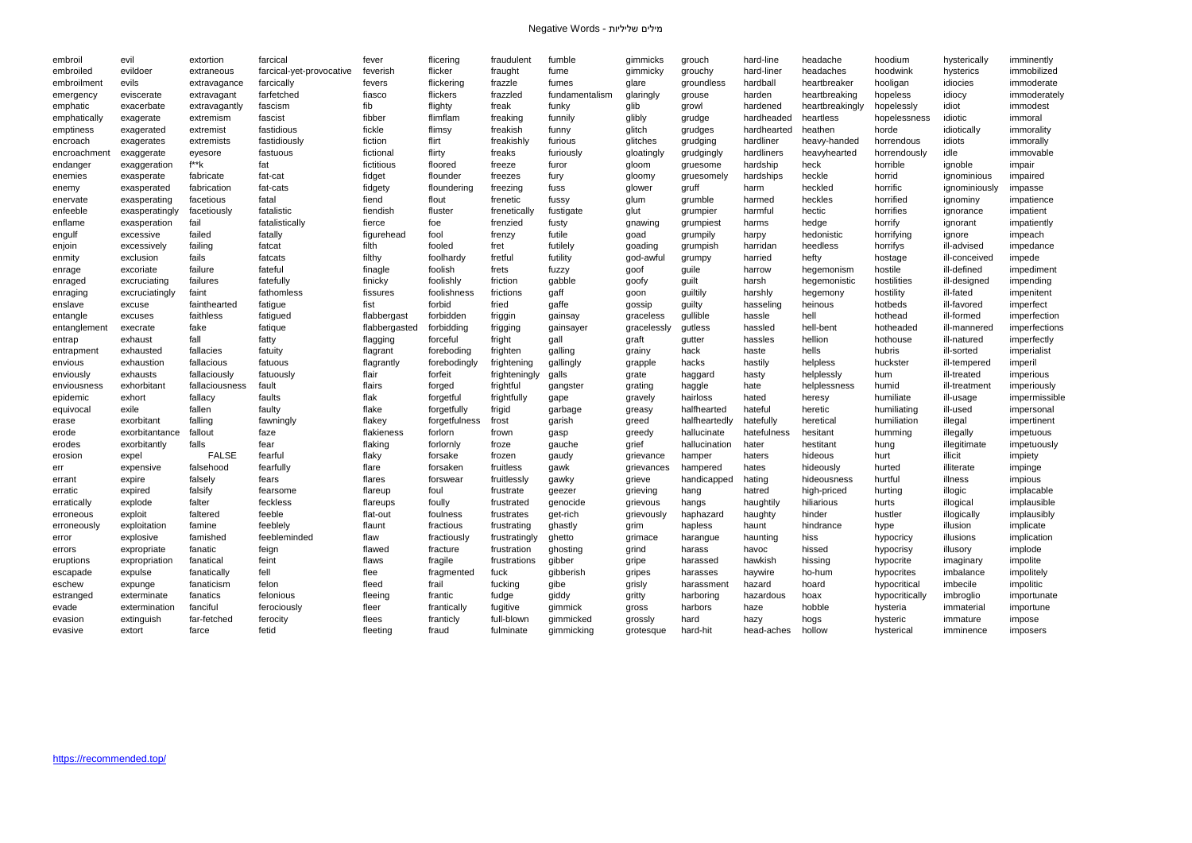| embroil | evil | extortion | farcical | fever | flicering | fraudulent | fumble | gimmicks | grouch | hard-line | headache | hoodium | hysterically | imminently |
|---|---|---|---|---|---|---|---|---|---|---|---|---|---|---|
| embroiled | evildoer | extraneous | farcical-yet-provocative | feverish | flicker | fraught | fume | gimmicky | grouchy | hard-liner | headaches | hoodwink | hysterics | immobilized |
| embroilment | evils | extravagance | farcically | fevers | flickering | frazzle | fumes | glare | groundless | hardball | heartbreaker | hooligan | idiocies | immoderate |
| emergency | eviscerate | extravagant | farfetched | fiasco | flickers | frazzled | fundamentalism | glaringly | grouse | harden | heartbreaking | hopeless | idiocy | immoderately |
| emphatic | exacerbate | extravagantly | fascism | fib | flighty | freak | funky | glib | growl | hardened | heartbreakingly | hopelessly | idiot | immodest |
| emphatically | exagerate | extremism | fascist | fibber | flimflam | freaking | funnily | glibly | grudge | hardheaded | heartless | hopelessness | idiotic | immoral |
| emptiness | exagerated | extremist | fastidious | fickle | flimsy | freakish | funny | glitch | grudges | hardhearted | heathen | horde | idiotically | immorality |
| encroach | exagerates | extremists | fastidiously | fiction | flirt | freakishly | furious | glitches | grudging | hardliner | heavy-handed | horrendous | idiots | immorally |
| encroachment | exaggerate | eyesore | fastuous | fictional | flirty | freaks | furiously | gloatingly | grudgingly | hardliners | heavyhearted | horrendously | idle | immovable |
| endanger | exaggeration | f**k | fat | fictitious | floored | freeze | furor | gloom | gruesome | hardship | heck | horrible | ignoble | impair |
| enemies | exasperate | fabricate | fat-cat | fidget | flounder | freezes | fury | gloomy | gruesomely | hardships | heckle | horrid | ignominious | impaired |
| enemy | exasperated | fabrication | fat-cats | fidgety | floundering | freezing | fuss | glower | gruff | harm | heckled | horrific | ignominiously | impasse |
| enervate | exasperating | facetious | fatal | fiend | flout | frenetic | fussy | glum | grumble | harmed | heckles | horrified | ignominy | impatience |
| enfeeble | exasperatingly | facetiously | fatalistic | fiendish | fluster | frenetically | fustigate | glut | grumpier | harmful | hectic | horrifies | ignorance | impatient |
| enflame | exasperation | fail | fatalistically | fierce | foe | frenzied | fusty | gnawing | grumpiest | harms | hedge | horrify | ignorant | impatiently |
| engulf | excessive | failed | fatally | figurehead | fool | frenzy | futile | goad | grumpily | harpy | hedonistic | horrifying | ignore | impeach |
| enjoin | excessively | failing | fatcat | filth | fooled | fret | futilely | goading | grumpish | harridan | heedless | horrifys | ill-advised | impedance |
| enmity | exclusion | fails | fatcats | filthy | foolhardy | fretful | futility | god-awful | grumpy | harried | hefty | hostage | ill-conceived | impede |
| enrage | excoriate | failure | fateful | finagle | foolish | frets | fuzzy | goof | guile | harrow | hegemonism | hostile | ill-defined | impediment |
| enraged | excruciating | failures | fatefully | finicky | foolishly | friction | gabble | goofy | guilt | harsh | hegemonistic | hostilities | ill-designed | impending |
| enraging | excruciatingly | faint | fathomless | fissures | foolishness | frictions | gaff | goon | guiltily | harshly | hegemony | hostility | ill-fated | impenitent |
| enslave | excuse | fainthearted | fatigue | fist | forbid | fried | gaffe | gossip | guilty | hasseling | heinous | hotbeds | ill-favored | imperfect |
| entangle | excuses | faithless | fatigued | flabbergast | forbidden | friggin | gainsay | graceless | gullible | hassle | hell | hothead | ill-formed | imperfection |
| entanglement | execrate | fake | fatique | flabbergasted | forbidding | frigging | gainsayer | gracelessly | gutless | hassled | hell-bent | hotheaded | ill-mannered | imperfections |
| entrap | exhaust | fall | fatty | flagging | forceful | fright | gall | graft | gutter | hassles | hellion | hothouse | ill-natured | imperfectly |
| entrapment | exhausted | fallacies | fatuity | flagrant | foreboding | frighten | galling | grainy | hack | haste | hells | hubris | ill-sorted | imperialist |
| envious | exhaustion | fallacious | fatuous | flagrantly | forebodingly | frightening | gallingly | grapple | hacks | hastily | helpless | huckster | ill-tempered | imperil |
| enviously | exhausts | fallaciously | fatuously | flair | forfeit | frighteningly | galls | grate | haggard | hasty | helplessly | hum | ill-treated | imperious |
| enviousness | exhorbitant | fallaciousness | fault | flairs | forged | frightful | gangster | grating | haggle | hate | helplessness | humid | ill-treatment | imperiously |
| epidemic | exhort | fallacy | faults | flak | forgetful | frightfully | gape | gravely | hairloss | hated | heresy | humiliate | ill-usage | impermissible |
| equivocal | exile | fallen | faulty | flake | forgetfully | frigid | garbage | greasy | halfhearted | hateful | heretic | humiliating | ill-used | impersonal |
| erase | exorbitant | falling | fawningly | flakey | forgetfulness | frost | garish | greed | halfheartedly | hatefully | heretical | humiliation | illegal | impertinent |
| erode | exorbitantance | fallout | faze | flakieness | forlorn | frown | gasp | greedy | hallucinate | hatefulness | hesitant | humming | illegally | impetuous |
| erodes | exorbitantly | falls | fear | flaking | forlornly | froze | gauche | grief | hallucination | hater | hestitant | hung | illegitimate | impetuously |
| erosion | expel | FALSE | fearful | flaky | forsake | frozen | gaudy | grievance | hamper | haters | hideous | hurt | illicit | impiety |
| err | expensive | falsehood | fearfully | flare | forsaken | fruitless | gawk | grievances | hampered | hates | hideously | hurted | illiterate | impinge |
| errant | expire | falsely | fears | flares | forswear | fruitlessly | gawky | grieve | handicapped | hating | hideousness | hurtful | illness | impious |
| erratic | expired | falsify | fearsome | flareup | foul | frustrate | geezer | grieving | hang | hatred | high-priced | hurting | illogic | implacable |
| erratically | explode | falter | feckless | flareups | foully | frustrated | genocide | grievous | hangs | haughtily | hiliarious | hurts | illogical | implausible |
| erroneous | exploit | faltered | feeble | flat-out | foulness | frustrates | get-rich | grievously | haphazard | haughty | hinder | hustler | illogically | implausibly |
| erroneously | exploitation | famine | feeblely | flaunt | fractious | frustrating | ghastly | grim | hapless | haunt | hindrance | hype | illusion | implicate |
| error | explosive | famished | feebleminded | flaw | fractiously | frustratingly | ghetto | grimace | harangue | haunting | hiss | hypocricy | illusions | implication |
| errors | expropriate | fanatic | feign | flawed | fracture | frustration | ghosting | grind | harass | havoc | hissed | hypocrisy | illusory | implode |
| eruptions | expropriation | fanatical | feint | flaws | fragile | frustrations | gibber | gripe | harassed | hawkish | hissing | hypocrite | imaginary | impolite |
| escapade | expulse | fanatically | fell | flee | fragmented | fuck | gibberish | gripes | harasses | haywire | ho-hum | hypocrites | imbalance | impolitely |
| eschew | expunge | fanaticism | felon | fleed | frail | fucking | gibe | grisly | harassment | hazard | hoard | hypocritical | imbecile | impolitic |
| estranged | exterminate | fanatics | felonious | fleeing | frantic | fudge | giddy | gritty | harboring | hazardous | hoax | hypocritically | imbroglio | importunate |
| evade | extermination | fanciful | ferociously | fleer | frantically | fugitive | gimmick | gross | harbors | haze | hobble | hysteria | immaterial | importune |
| evasion | extinguish | far-fetched | ferocity | flees | franticly | full-blown | gimmicked | grossly | hard | hazy | hogs | hysteric | immature | impose |
| evasive | extort | farce | fetid | fleeting | fraud | fulminate | gimmicking | grotesque | hard-hit | head-aches | hollow | hysterical | imminence | imposers |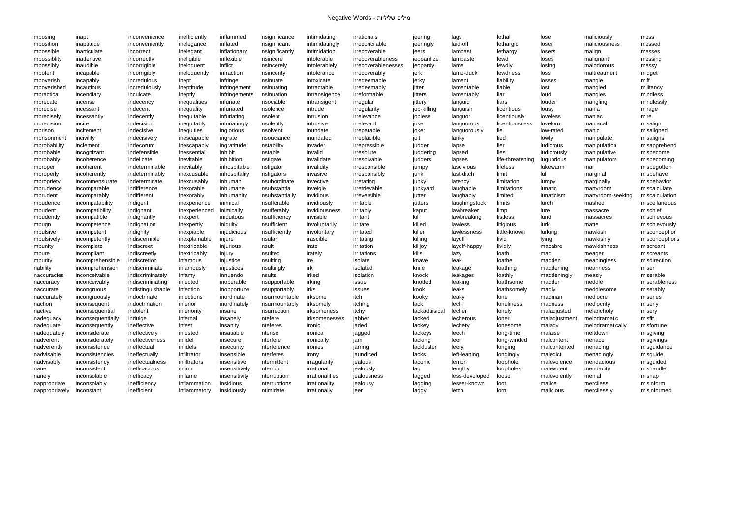| imposing | inapt | inconvenience | inefficiently | inflammed | insignificance | intimidating | irrationals | jeering | lags | lethal | lose | maliciously | mess |
|---|---|---|---|---|---|---|---|---|---|---|---|---|---|
| imposition | inaptitude | inconveniently | inelegance | inflated | insignificant | intimidatingly | irreconcilable | jeeringly | laid-off | lethargic | loser | maliciousness | messed |
| impossible | inarticulate | incorrect | inelegant | inflationary | insignificantly | intimidation | irrecoverable | jeers | lambast | lethargy | losers | malign | messes |
| impossiblity | inattentive | incorrectly | ineligible | inflexible | insincere | intolerable | irrecoverableness | jeopardize | lambaste | lewd | loses | malignant | messing |
| impossibly | inaudible | incorrigible | ineloquent | inflict | insincerely | intolerablely | irrecoverablenesses | jeopardy | lame | lewdly | losing | malodorous | messy |
| impotent | incapable | incorrigibly | ineloquently | infraction | insincerity | intolerance | irrecoverably | jerk | lame-duck | lewdness | loss | maltreatment | midget |
| impoverish | incapably | incredulous | inept | infringe | insinuate | intoxicate | irredeemable | jerky | lament | liability | losses | mangle | miff |
| impoverished | incautious | incredulously | ineptitude | infringement | insinuating | intractable | irredeemably | jitter | lamentable | liable | lost | mangled | militancy |
| impractical | incendiary | inculcate | ineptly | infringements | insinuation | intransigence | irreformable | jitters | lamentably | liar | loud | mangles | mindless |
| imprecate | incense | indecency | inequalities | infuriate | insociable | intransigent | irregular | jittery | languid | liars | louder | mangling | mindlessly |
| imprecise | incessant | indecent | inequality | infuriated | insolence | intrude | irregularity | job-killing | languish | licentious | lousy | mania | mirage |
| imprecisely | incessantly | indecently | inequitable | infuriating | insolent | intrusion | irrelevance | jobless | languor | licentiously | loveless | maniac | mire |
| imprecision | incite | indecision | inequitably | infuriatingly | insolently | intrusive | irrelevant | joke | languorous | licentiousness | lovelorn | maniacal | misalign |
| imprison | incitement | indecisive | inequities | inglorious | insolvent | inundate | irreparable | joker | languorously | lie | low-rated | manic | misaligned |
| imprisonment | incivility | indecisively | inescapable | ingrate | insouciance | inundated | irreplacible | jolt | lanky | lied | lowly | manipulate | misaligns |
| improbability | inclement | indecorum | inescapably | ingratitude | instability | invader | irrepressible | judder | lapse | lier | ludicrous | manipulation | misapprehend |
| improbable | incognizant | indefensible | inessential | inhibit | instable | invalid | irresolute | juddering | lapsed | lies | ludicrously | manipulative | misbecome |
| improbably | incoherence | indelicate | inevitable | inhibition | instigate | invalidate | irresolvable | judders | lapses | life-threatening | lugubrious | manipulators | misbecoming |
| improper | incoherent | indeterminable | inevitably | inhospitable | instigator | invalidity | irresponsible | jumpy | lascivious | lifeless | lukewarm | mar | misbegotten |
| improperly | incoherently | indeterminably | inexcusable | inhospitality | instigators | invasive | irresponsibly | junk | last-ditch | limit | lull | marginal | misbehave |
| impropriety | incommensurate | indeterminate | inexcusably | inhuman | insubordinate | invective | irretating | junky | latency | limitation | lumpy | marginally | misbehavior |
| imprudence | incomparable | indifference | inexorable | inhumane | insubstantial | inveigle | irretrievable | junkyard | laughable | limitations | lunatic | martyrdom | miscalculate |
| imprudent | incomparably | indifferent | inexorably | inhumanity | insubstantially | invidious | irreversible | jutter | laughably | limited | lunaticism | martyrdom-seeking | miscalculation |
| impudence | incompatability | indigent | inexperience | inimical | insufferable | invidiously | irritable | jutters | laughingstock | limits | lurch | mashed | miscellaneous |
| impudent | incompatibility | indignant | inexperienced | inimically | insufferably | invidiousness | irritably | kaput | lawbreaker | limp | lure | massacre | mischief |
| impudently | incompatible | indignantly | inexpert | iniquitous | insufficiency | invisible | irritant | kill | lawbreaking | listless | lurid | massacres | mischievous |
| impugn | incompetence | indignation | inexpertly | iniquity | insufficient | involuntarily | irritate | killed | lawless | litigious | lurk | matte | mischievously |
| impulsive | incompetent | indignity | inexpiable | injudicious | insufficiently | involuntary | irritated | killer | lawlessness | little-known | lurking | mawkish | misconception |
| impulsively | incompetently | indiscernible | inexplainable | injure | insular | irascible | irritating | killing | layoff | livid | lying | mawkishly | misconceptions |
| impunity | incomplete | indiscreet | inextricable | injurious | insult | irate | irritation | killjoy | layoff-happy | lividly | macabre | mawkishness | miscreant |
| impure | incompliant | indiscreetly | inextricably | injury | insulted | irately | irritations | kills | lazy | loath | mad | meager | miscreants |
| impurity | incomprehensible | indiscretion | infamous | injustice | insulting | ire | isolate | knave | leak | loathe | madden | meaningless | misdirection |
| inability | incomprehension | indiscriminate | infamously | injustices | insultingly | irk | isolated | knife | leakage | loathing | maddening | meanness | miser |
| inaccuracies | inconceivable | indiscriminately | infamy | innuendo | insults | irked | isolation | knock | leakages | loathly | maddeningly | measly | miserable |
| inaccuracy | inconceivably | indiscriminating | infected | inoperable | insupportable | irking | issue | knotted | leaking | loathsome | madder | meddle | miserableness |
| inaccurate | incongruous | indistinguishable | infection | inopportune | insupportably | irks | issues | kook | leaks | loathsomely | madly | meddlesome | miserably |
| inaccurately | incongruously | indoctrinate | infections | inordinate | insurmountable | irksome | itch | kooky | leaky | lone | madman | mediocre | miseries |
| inaction | inconsequent | indoctrination | inferior | inordinately | insurmountably | irksomely | itching | lack | lech | loneliness | madness | mediocrity | miserly |
| inactive | inconsequential | indolent | inferiority | insane | insurrection | irksomeness | itchy | lackadaisical | lecher | lonely | maladjusted | melancholy | misery |
| inadequacy | inconsequentially | indulge | infernal | insanely | intefere | irksomenesses | jabber | lacked | lecherous | loner | maladjustment | melodramatic | misfit |
| inadequate | inconsequently | ineffective | infest | insanity | inteferes | ironic | jaded | lackey | lechery | lonesome | malady | melodramatically | misfortune |
| inadequately | inconsiderate | ineffectively | infested | insatiable | intense | ironical | jagged | lackeys | leech | long-time | malaise | meltdown | misgiving |
| inadverent | inconsiderately | ineffectiveness | infidel | insecure | interfere | ironically | jam | lacking | leer | long-winded | malcontent | menace | misgivings |
| inadverently | inconsistence | ineffectual | infidels | insecurity | interference | ironies | jarring | lackluster | leery | longing | malcontented | menacing | misguidance |
| inadvisable | inconsistencies | ineffectually | infiltrator | insensible | interferes | irony | jaundiced | lacks | left-leaning | longingly | maledict | menacingly | misguide |
| inadvisably | inconsistency | ineffectualness | infiltrators | insensitive | intermittent | irragularity | jealous | laconic | lemon | loophole | malevolence | mendacious | misguided |
| inane | inconsistent | inefficacious | infirm | insensitively | interrupt | irrational | jealously | lag | lengthy | loopholes | malevolent | mendacity | mishandle |
| inanely | inconsolable | inefficacy | inflame | insensitivity | interruption | irrationalities | jealousness | lagged | less-developed | loose | malevolently | menial | mishap |
| inappropriate | inconsolably | inefficiency | inflammation | insidious | interruptions | irrationality | jealousy | lagging | lesser-known | loot | malice | merciless | misinform |
| inappropriately | inconstant | inefficient | inflammatory | insidiously | intimidate | irrationally | jeer | laggy | letch | lorn | malicious | mercilessly | misinformed |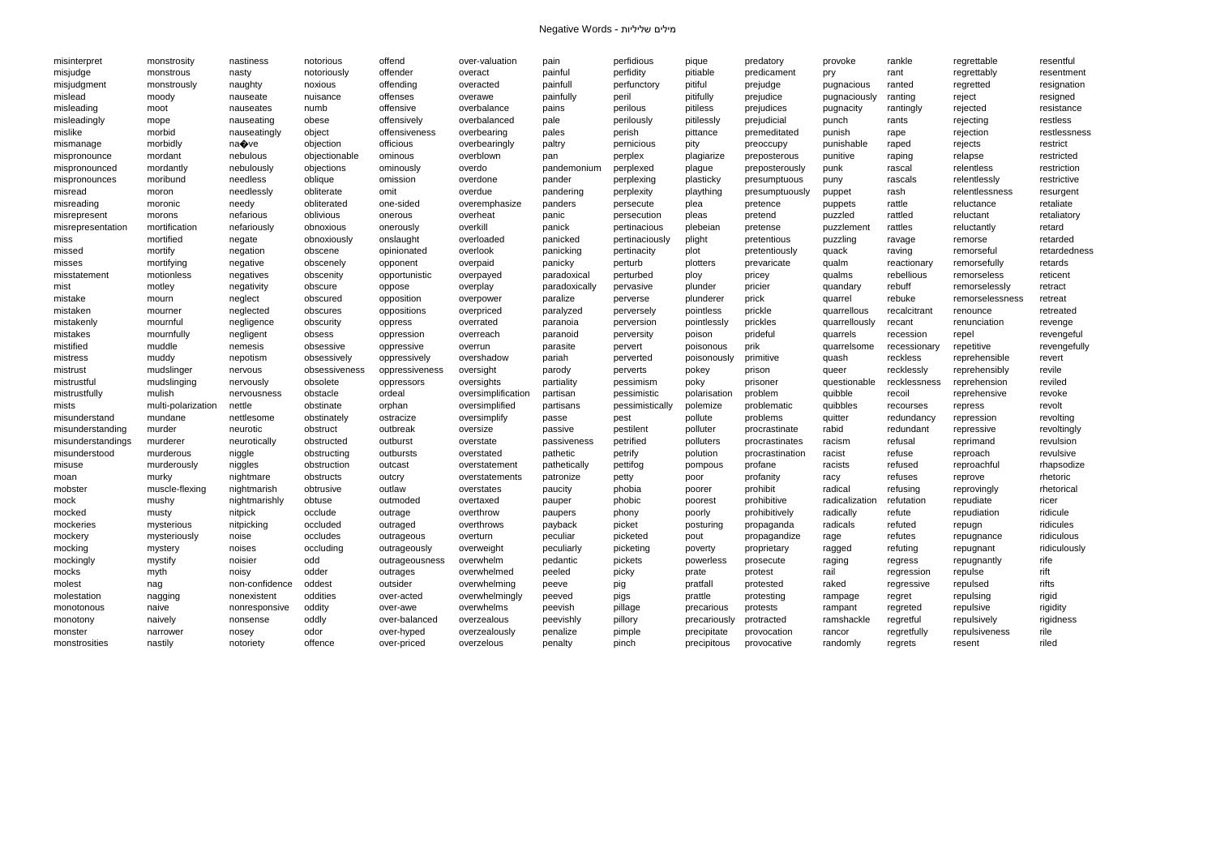misinterpret
misjudge
misjudgment
mislead
misleading
misleadingly
mislike
mismanage
mispronounce
mispronounced
mispronounces
misread
misreading
misrepresent
misrepresentation
miss
missed
misses
misstatement
mist
mistake
mistaken
mistakenly
mistakes
mistified
mistress
mistrust
mistrustful
mistrustfully
mists
misunderstand
misunderstanding
misunderstandings
misunderstood
misuse
moan
mobster
mock
mocked
mockeries
mockery
mocking
mockingly
mocks
molest
molestation
monotonous
monotony
monster
monstrosities
monstrosity
monstrous
monstrously
moody
moot
mope
morbid
morbidly
mordant
mordantly
moribund
moron
moronic
morons
mortification
mortified
mortify
mortifying
motionless
motley
mourn
mourner
mournful
mournfully
muddle
muddy
mudslinger
mudslinging
mulish
multi-polarization
mundane
murder
murderer
murderous
murderously
murky
muscle-flexing
mushy
musty
mysterious
mysteriously
mystery
mystify
myth
nag
nagging
naive
naively
narrower
nastily
nastiness
nasty
naughty
nauseate
nauseates
nauseating
nauseatingly
na�ve
nebulous
nebulously
needless
needlessly
needy
nefarious
nefariously
negate
negation
negative
negatives
negativity
neglect
neglected
negligence
negligent
nemesis
nepotism
nervous
nervously
nervousness
nettle
nettlesome
neurotic
neurotically
niggle
niggles
nightmare
nightmarish
nightmarishly
nitpick
nitpicking
noise
noises
noisier
noisy
non-confidence
nonexistent
nonresponsive
nonsense
nosey
notoriety
notorious
notoriously
noxious
nuisance
numb
obese
object
objection
objectionable
objections
oblique
obliterate
obliterated
oblivious
obnoxious
obnoxiously
obscene
obscenely
obscenity
obscure
obscured
obscures
obscurity
obsess
obsessive
obsessively
obsessiveness
obsolete
obstacle
obstinate
obstinately
obstruct
obstructed
obstructing
obstruction
obstructs
obtrusive
obtuse
occlude
occluded
occludes
occluding
odd
odder
oddest
oddities
oddity
oddly
odor
offence
offend
offender
offending
offenses
offensive
offensively
offensiveness
officious
ominous
ominously
omission
omit
one-sided
onerous
onerously
onslaught
opinionated
opponent
opportunistic
oppose
opposition
oppositions
oppress
oppression
oppressive
oppressively
oppressiveness
oppressors
ordeal
orphan
ostracize
outbreak
outburst
outbursts
outcast
outcry
outlaw
outmoded
outrage
outraged
outrageous
outrageously
outrageousness
outrages
outsider
over-acted
over-awe
over-balanced
over-hyped
over-priced
over-valuation
overact
overacted
overawe
overbalance
overbalanced
overbearing
overbearingly
overblown
overdo
overdone
overdue
overemphasize
overheat
overkill
overloaded
overlook
overpaid
overpayed
overplay
overpower
overpriced
overrated
overreach
overrun
overshadow
oversight
oversights
oversimplification
oversimplified
oversimplify
oversize
overstate
overstated
overstatement
overstatements
overstates
overtaxed
overthrow
overthrows
overturn
overweight
overwhelm
overwhelmed
overwhelming
overwhelmingly
overwhelms
overzealous
overzealously
overzelous
pain
painful
painfull
painfully
pains
pale
pales
paltry
pan
pandemonium
pander
pandering
panders
panic
panick
panicked
panicking
panicky
paradoxical
paradoxically
paralize
paralyzed
paranoia
paranoid
parasite
pariah
parody
partiality
partisan
partisans
passe
passive
passiveness
pathetic
pathetically
patronize
paucity
pauper
paupers
payback
peculiar
peculiarly
pedantic
peeled
peeve
peeved
peevish
peevishly
penalize
penalty
perfidious
perfidity
perfunctory
peril
perilous
perilously
perish
pernicious
perplex
perplexed
perplexing
perplexity
persecute
persecution
pertinacious
pertinaciously
pertinacity
perturb
perturbed
pervasive
perverse
perversely
perversion
perversity
pervert
perverted
perverts
pessimism
pessimistic
pessimistically
pest
pestilent
petrified
petrify
pettifog
petty
phobia
phobic
phony
picket
picketed
picketing
pickets
picky
pig
pigs
pillage
pillory
pimple
pinch
pique
pitiable
pitiful
pitifully
pitiless
pitilessly
pittance
pity
plagiarize
plague
plasticky
plaything
plea
pleas
plebeian
plight
plot
plotters
ploy
plunder
plunderer
pointless
pointlessly
poison
poisonous
poisonously
pokey
poky
polarisation
polemize
pollute
polluter
polluters
polution
pompous
poor
poorer
poorest
poorly
posturing
pout
poverty
powerless
prate
pratfall
prattle
precarious
precariously
precipitate
precipitous
predatory
predicament
prejudge
prejudice
prejudices
prejudicial
premeditated
preoccupy
preposterous
preposterously
presumptuous
presumptuously
pretence
pretend
pretense
pretentious
pretentiously
prevaricate
pricey
pricier
prick
prickle
prickles
prideful
prik
primitive
prison
prisoner
problem
problematic
problems
procrastinate
procrastinates
procrastination
profane
profanity
prohibit
prohibitive
prohibitively
propaganda
propagandize
proprietary
prosecute
protest
protested
protesting
protests
protracted
provocation
provocative
provoke
pry
pugnacious
pugnaciously
pugnacity
punch
punish
punishable
punitive
punk
puny
puppet
puppets
puzzled
puzzlement
puzzling
quack
qualm
qualms
quandary
quarrel
quarrellous
quarrellously
quarrels
quarrelsome
quash
queer
questionable
quibble
quibbles
quitter
rabid
racism
racist
racists
racy
radical
radicalization
radically
radicals
rage
ragged
raging
rail
raked
rampage
rampant
ramshackle
rancor
randomly
rankle
rant
ranted
ranting
rantingly
rants
rape
raped
raping
rascal
rascals
rash
rattle
rattled
rattles
ravage
raving
reactionary
rebellious
rebuff
rebuke
recalcitrant
recant
recession
recessionary
reckless
recklessly
recklessness
recoil
recourses
redundancy
redundant
refusal
refuse
refused
refuses
refusing
refutation
refute
refuted
refutes
refuting
regress
regression
regressive
regret
regreted
regretful
regretfully
regrets
regrettable
regrettably
regretted
reject
rejected
rejecting
rejection
rejects
relapse
relentless
relentlessly
relentlessness
reluctance
reluctant
reluctantly
remorse
remorseful
remorsefully
remorseless
remorselessly
remorselessness
renounce
renunciation
repel
repetitive
reprehensible
reprehensibly
reprehension
reprehensive
repress
repression
repressive
reprimand
reproach
reproachful
reprove
reprovingly
repudiate
repudiation
repugn
repugnance
repugnant
repugnantly
repulse
repulsed
repulsing
repulsive
repulsively
repulsiveness
resent
resentful
resentment
resignation
resigned
resistance
restless
restlessness
restrict
restricted
restriction
restrictive
resurgent
retaliate
retaliatory
retard
retarded
retardedness
retards
reticent
retract
retreat
retreated
revenge
revengeful
revengefully
revert
revile
reviled
revoke
revolt
revolting
revoltingly
revulsion
revulsive
rhapsodize
rhetoric
rhetorical
ricer
ridicule
ridicules
ridiculous
ridiculously
rife
rift
rifts
rigid
rigidity
rigidness
rile
riled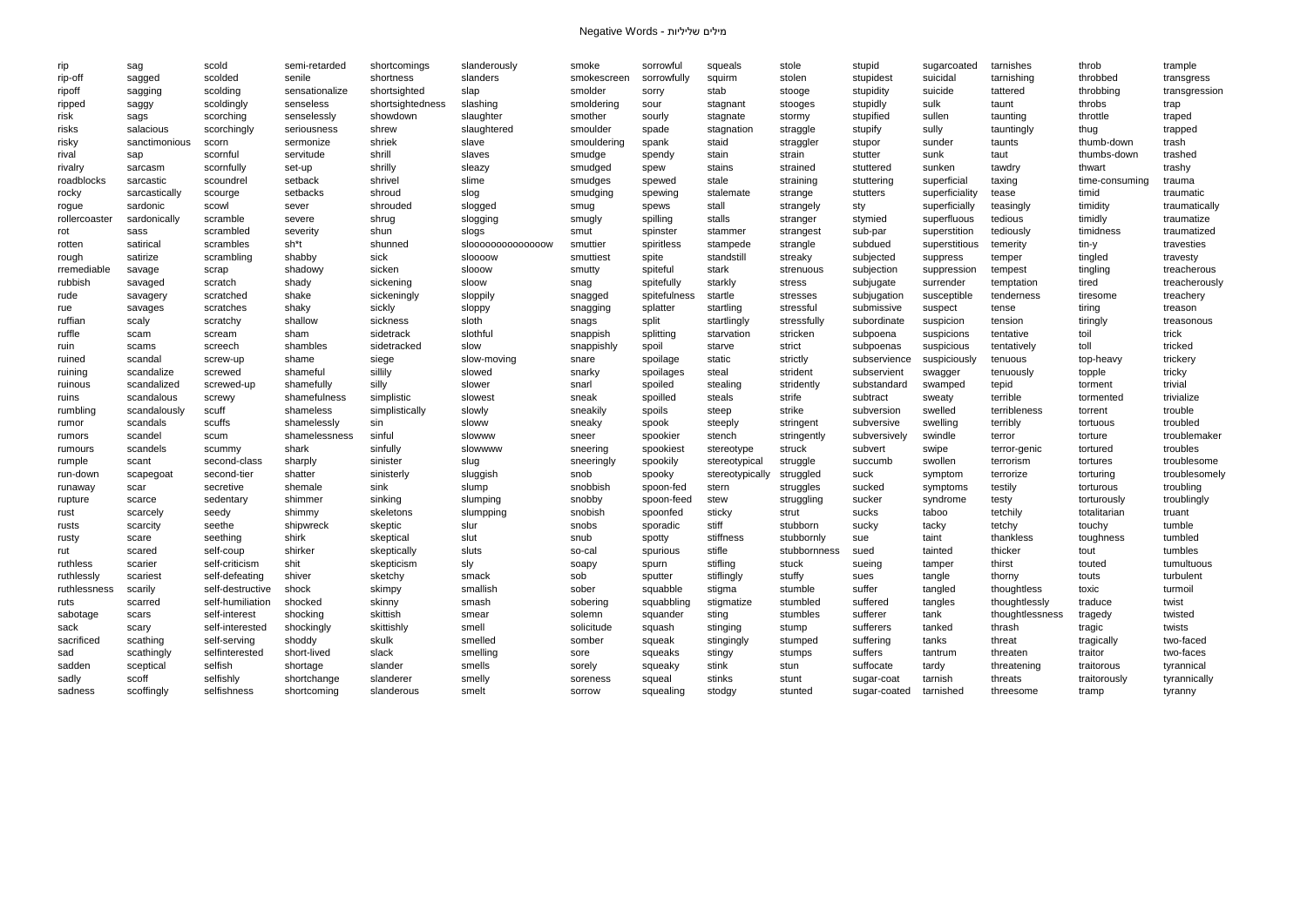Negative Words - מילים שליליות

rip
rip-off
ripoff
ripped
risk
risks
risky
rival
rivalry
roadblocks
rocky
rogue
rollercoaster
rot
rotten
rough
rremediable
rubbish
rude
rue
ruffian
ruffle
ruin
ruined
ruining
ruinous
ruins
rumbling
rumor
rumors
rumours
rumple
run-down
runaway
rupture
rust
rusts
rusty
rut
ruthless
ruthlessly
ruthlessness
ruts
sabotage
sack
sacrificed
sad
sadden
sadly
sadness
sag
sagged
sagging
saggy
sags
salacious
sanctimonious
sap
sarcasm
sarcastic
sarcastically
sardonic
sardonically
sass
satirical
satirize
savage
savaged
savagery
savages
scaly
scam
scams
scandal
scandalize
scandalized
scandalous
scandalously
scandals
scandel
scandels
scant
scapegoat
scar
scarce
scarcely
scarcity
scare
scared
scarier
scariest
scarily
scarred
scars
scary
scathing
scathingly
sceptical
scoff
scoffingly
scold
scolded
scolding
scoldingly
scorching
scorchingly
scorn
scornful
scornfully
scoundrel
scourge
scowl
scramble
scrambled
scrambles
scrambling
scrap
scratch
scratched
scratches
scratchy
scream
screech
screw-up
screwed
screwed-up
screwy
scuff
scuffs
scum
scummy
second-class
second-tier
secretive
sedentary
seedy
seethe
seething
self-coup
self-criticism
self-defeating
self-destructive
self-humiliation
self-interest
self-interested
self-serving
selfinterested
selfish
selfishly
selfishness
semi-retarded
senile
sensationalize
senseless
senselessly
seriousness
sermonize
servitude
set-up
setback
setbacks
sever
severe
severity
sh*t
shabby
shadowy
shady
shake
shaky
shallow
sham
shambles
shame
shameful
shamefully
shamefulness
shameless
shamelessly
shamelessness
shark
sharply
shatter
shemale
shimmer
shimmy
shipwreck
shirk
shirker
shit
shiver
shock
shocked
shocking
shockingly
shoddy
short-lived
shortage
shortchange
shortcoming
shortcomings
shortness
shortsighted
shortsightedness
showdown
shrew
shriek
shrill
shrilly
shrivel
shroud
shrouded
shrug
shun
shunned
sick
sicken
sickening
sickeningly
sickly
sickness
sidetrack
sidetracked
siege
sillily
silly
simplistic
simplistically
sin
sinful
sinfully
sinister
sinisterly
sink
sinking
skeletons
skeptic
skeptical
skeptically
skepticism
sketchy
skimpy
skinny
skittish
skittishly
skulk
slack
slander
slanderer
slanderous
slanderously
slanders
slap
slashing
slaughter
slaughtered
slave
slaves
sleazy
slime
slog
slogged
slogging
slogs
sloooooooooooooow
sloooow
slooow
sloow
sloppily
sloppy
sloth
slothful
slow
slow-moving
slowed
slower
slowest
slowly
sloww
slowww
slowwww
slug
sluggish
slump
slumping
slumpping
slur
slut
sluts
sly
smack
smallish
smash
smear
smell
smelled
smelling
smells
smelly
smelt
smoke
smokescreen
smolder
smoldering
smother
smoulder
smouldering
smudge
smudged
smudges
smudging
smug
smugly
smut
smuttier
smuttiest
smutty
snag
snagged
snagging
snags
snappish
snappishly
snare
snarky
snarl
sneak
sneakily
sneaky
sneer
sneering
sneeringly
snob
snobbish
snobby
snobish
snobs
snub
so-cal
soapy
sob
sober
sobering
solemn
solicitude
somber
sore
sorely
soreness
sorrow
sorrowful
sorrowfully
sorry
sour
sourly
spade
spank
spendy
spew
spewed
spewing
spews
spilling
spinster
spiritless
spite
spiteful
spitefully
spitefulness
splatter
split
splitting
spoil
spoilage
spoilages
spoiled
spoilled
spoils
spook
spookier
spookiest
spookily
spooky
spoon-fed
spoon-feed
spoonfed
sporadic
spotty
spurious
spurn
sputter
squabble
squabbling
squander
squash
squeak
squeaks
squeaky
squeal
squealing
squeals
squirm
stab
stagnant
stagnate
stagnation
staid
stain
stains
stale
stalemate
stall
stalls
stammer
stampede
standstill
stark
starkly
startle
startling
startlingly
starvation
starve
static
steal
stealing
steals
steep
steeply
stench
stereotype
stereotypical
stereotypically
stern
stew
sticky
stiff
stiffness
stifle
stifling
stiflingly
stigma
stigmatize
sting
stinging
stingingly
stingy
stink
stinks
stodgy
stole
stolen
stooge
stooges
stormy
straggle
straggler
strain
strained
straining
strange
strangely
stranger
strangest
strangle
streaky
strenuous
stress
stresses
stressful
stressfully
stricken
strict
strictly
strident
stridently
strife
strike
stringent
stringently
struck
struggle
struggled
struggles
struggling
strut
stubborn
stubbornly
stubbornness
stuck
stuffy
stumble
stumbled
stumbles
stump
stumped
stumps
stun
stunt
stunted
stupid
stupidest
stupidity
stupidly
stupified
stupify
stupor
stutter
stuttered
stuttering
stutters
sty
stymied
sub-par
subdued
subjected
subjection
subjugate
subjugation
submissive
subordinate
subpoena
subpoenas
subservience
subservient
substandard
subtract
subversion
subversive
subversively
subvert
succumb
suck
sucked
sucker
sucks
sucky
sue
sued
sueing
sues
suffer
suffered
sufferer
sufferers
suffering
suffers
suffocate
sugar-coat
sugar-coated
sugarcoated
suicidal
suicide
sulk
sullen
sully
sunder
sunk
sunken
superficial
superficiality
superficially
superfluous
superstition
superstitious
suppress
suppression
surrender
susceptible
suspect
suspicions
suspicious
suspiciously
swagger
swamped
sweaty
swelled
swelling
swindle
swipe
swollen
symptom
symptoms
syndrome
taboo
tacky
taint
tainted
tamper
tangle
tangled
tangles
tank
tanked
tanks
tantrum
tardy
tarnish
tarnished
tarnishes
tarnishing
tattered
taunt
taunting
tauntingly
taunts
taut
tawdry
taxing
tease
teasingly
tedious
tediously
temerity
temper
tempest
temptation
tenderness
tense
tension
tentative
tentatively
tenuous
tenuously
tepid
terrible
terribleness
terribly
terror
terror-genic
terrorism
terrorize
testily
testy
tetchily
tetchy
thankless
thicker
thirst
thorny
thoughtless
thoughtlessly
thoughtlessness
thrash
threat
threaten
threatening
threats
threesome
throb
throbbed
throbbing
throbs
throttle
thug
thumb-down
thumbs-down
thwart
time-consuming
timid
timidity
timidly
timidness
tin-y
tingled
tingling
tired
tiresome
tiring
tiringly
toil
toll
top-heavy
topple
torment
tormented
torrent
tortuous
torture
tortured
tortures
torturing
torturous
torturously
totalitarian
touchy
toughness
tout
touted
touts
toxic
traduce
tragedy
tragic
tragically
traitor
traitorous
traitorously
tramp
trample
transgress
transgression
trap
traped
trapped
trash
trashed
trashy
trauma
traumatic
traumatically
traumatize
traumatized
travesties
travesty
treacherous
treacherously
treachery
treason
treasonous
trick
tricked
trickery
tricky
trivial
trivialize
trouble
troubled
troublemaker
troubles
troublesome
troublesomely
troubling
troublingly
truant
tumble
tumbled
tumbles
tumultuous
turbulent
turmoil
twist
twisted
twists
two-faced
two-faces
tyrannical
tyrannically
tyranny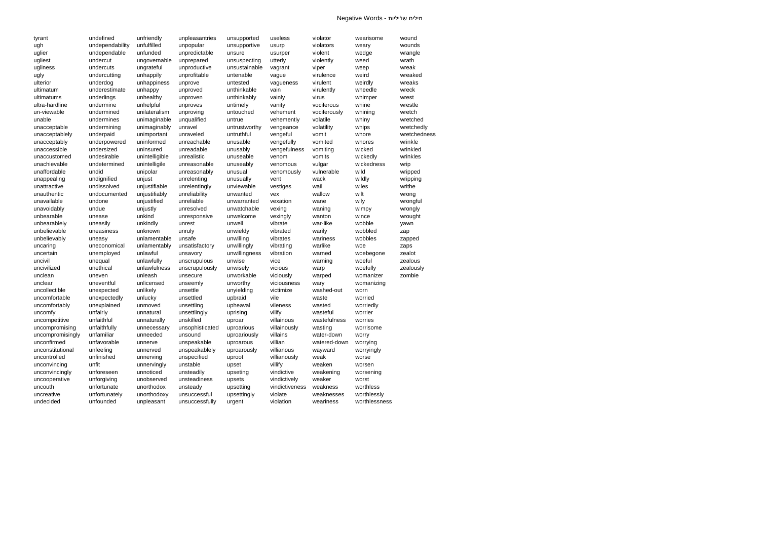| | | | | | | | | |
|---|---|---|---|---|---|---|---|---|
| tyrant | undefined | unfriendly | unpleasantries | unsupported | useless | violator | wearisome | wound |
| ugh | undependability | unfulfilled | unpopular | unsupportive | usurp | violators | weary | wounds |
| uglier | undependable | unfunded | unpredictable | unsure | usurper | violent | wedge | wrangle |
| ugliest | undercut | ungovernable | unprepared | unsuspecting | utterly | violently | weed | wrath |
| ugliness | undercuts | ungrateful | unproductive | unsustainable | vagrant | viper | weep | wreak |
| ugly | undercutting | unhappily | unprofitable | untenable | vague | virulence | weird | wreaked |
| ulterior | underdog | unhappiness | unprove | untested | vagueness | virulent | weirdly | wreaks |
| ultimatum | underestimate | unhappy | unproved | unthinkable | vain | virulently | wheedle | wreck |
| ultimatums | underlings | unhealthy | unproven | unthinkably | vainly | virus | whimper | wrest |
| ultra-hardline | undermine | unhelpful | unproves | untimely | vanity | vociferous | whine | wrestle |
| un-viewable | undermined | unilateralism | unproving | untouched | vehement | vociferously | whining | wretch |
| unable | undermines | unimaginable | unqualified | untrue | vehemently | volatile | whiny | wretched |
| unacceptable | undermining | unimaginably | unravel | untrustworthy | vengeance | volatility | whips | wretchedly |
| unacceptablely | underpaid | unimportant | unraveled | untruthful | vengeful | vomit | whore | wretchedness |
| unacceptably | underpowered | uninformed | unreachable | unusable | vengefully | vomited | whores | wrinkle |
| unaccessible | undersized | uninsured | unreadable | unusably | vengefulness | vomiting | wicked | wrinkled |
| unaccustomed | undesirable | unintelligible | unrealistic | unuseable | venom | vomits | wickedly | wrinkles |
| unachievable | undetermined | unintelligile | unreasonable | unuseably | venomous | vulgar | wickedness | wrip |
| unaffordable | undid | unipolar | unreasonably | unusual | venomously | vulnerable | wild | wripped |
| unappealing | undignified | unjust | unrelenting | unusually | vent | wack | wildly | wripping |
| unattractive | undissolved | unjustifiable | unrelentingly | unviewable | vestiges | wail | wiles | writhe |
| unauthentic | undocumented | unjustifiably | unreliability | unwanted | vex | wallow | wilt | wrong |
| unavailable | undone | unjustified | unreliable | unwarranted | vexation | wane | wily | wrongful |
| unavoidably | undue | unjustly | unresolved | unwatchable | vexing | waning | wimpy | wrongly |
| unbearable | unease | unkind | unresponsive | unwelcome | vexingly | wanton | wince | wrought |
| unbearablely | uneasily | unkindly | unrest | unwell | vibrate | war-like | wobble | yawn |
| unbelievable | uneasiness | unknown | unruly | unwieldy | vibrated | warily | wobbled | zap |
| unbelievably | uneasy | unlamentable | unsafe | unwilling | vibrates | wariness | wobbles | zapped |
| uncaring | uneconomical | unlamentably | unsatisfactory | unwillingly | vibrating | warlike | woe | zaps |
| uncertain | unemployed | unlawful | unsavory | unwillingness | vibration | warned | woebegone | zealot |
| uncivil | unequal | unlawfully | unscrupulous | unwise | vice | warning | woeful | zealous |
| uncivilized | unethical | unlawfulness | unscrupulously | unwisely | vicious | warp | woefully | zealously |
| unclean | uneven | unleash | unsecure | unworkable | viciously | warped | womanizer | zombie |
| unclear | uneventful | unlicensed | unseemly | unworthy | viciousness | wary | womanizing | |
| uncollectible | unexpected | unlikely | unsettle | unyielding | victimize | washed-out | worn | |
| uncomfortable | unexpectedly | unlucky | unsettled | upbraid | vile | waste | worried | |
| uncomfortably | unexplained | unmoved | unsettling | upheaval | vileness | wasted | worriedly | |
| uncomfy | unfairly | unnatural | unsettlingly | uprising | vilify | wasteful | worrier | |
| uncompetitive | unfaithful | unnaturally | unskilled | uproar | villainous | wastefulness | worries | |
| uncompromising | unfaithfully | unnecessary | unsophisticated | uproarious | villainously | wasting | worrisome | |
| uncompromisingly | unfamiliar | unneeded | unsound | uproariously | villains | water-down | worry | |
| unconfirmed | unfavorable | unnerve | unspeakable | uproarous | villian | watered-down | worrying | |
| unconstitutional | unfeeling | unnerved | unspeakablely | uproarously | villianous | wayward | worryingly | |
| uncontrolled | unfinished | unnerving | unspecified | uproot | villianously | weak | worse | |
| unconvincing | unfit | unnervingly | unstable | upset | villify | weaken | worsen | |
| unconvincingly | unforeseen | unnoticed | unsteadily | upseting | vindictive | weakening | worsening | |
| uncooperative | unforgiving | unobserved | unsteadiness | upsets | vindictively | weaker | worst | |
| uncouth | unfortunate | unorthodox | unsteady | upsetting | vindictiveness | weakness | worthless | |
| uncreative | unfortunately | unorthodoxy | unsuccessful | upsettingly | violate | weaknesses | worthlessly | |
| undecided | unfounded | unpleasant | unsuccessfully | urgent | violation | weariness | worthlessness | |